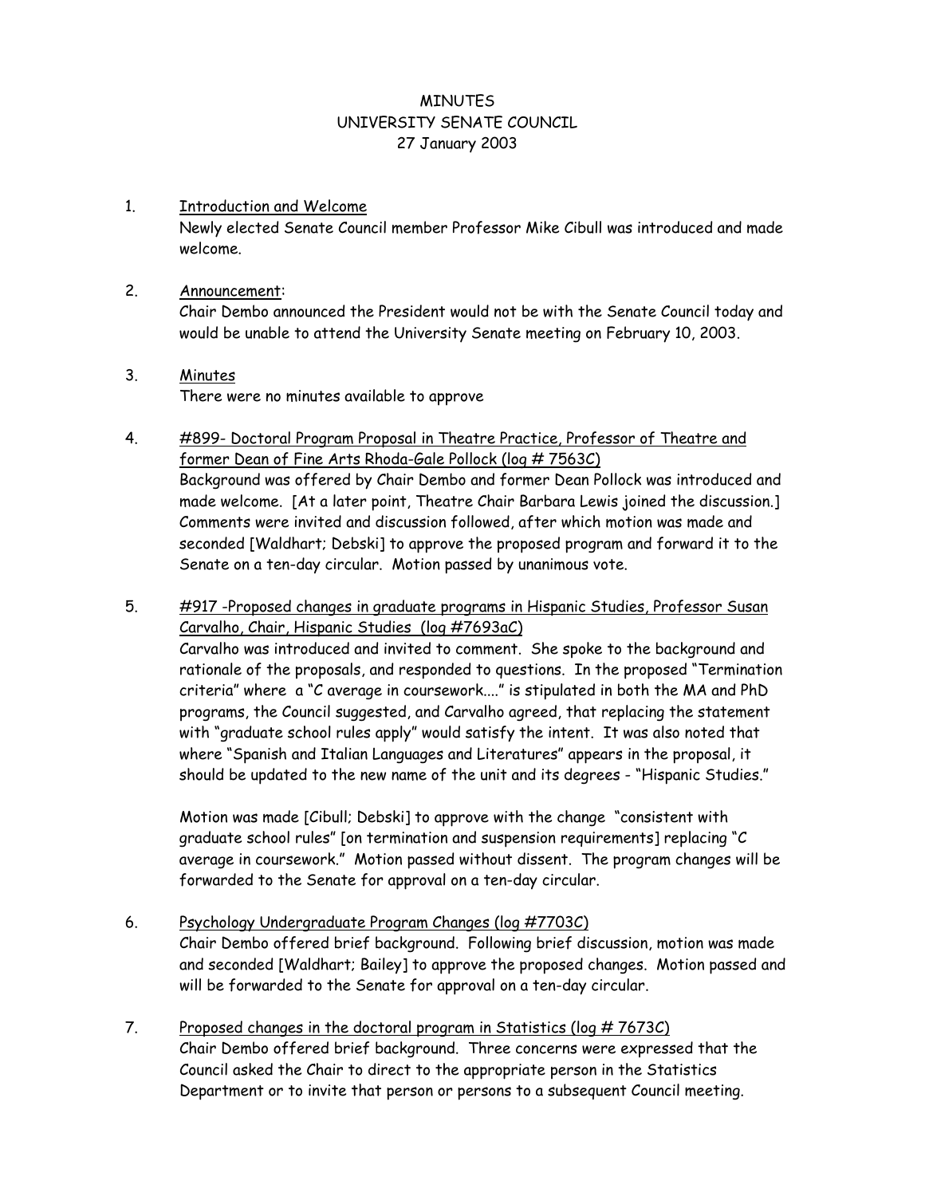# MINUTES
## UNIVERSITY SENATE COUNCIL
### 27 January 2003

1. <u>Introduction and Welcome</u>

   Newly elected Senate Council member Professor Mike Cibull was introduced and made welcome.

2. <u>Announcement</u>:

   Chair Dembo announced the President would not be with the Senate Council today and would be unable to attend the University Senate meeting on February 10, 2003.

3. <u>Minutes</u>

   There were no minutes available to approve

4. <u>#899- Doctoral Program Proposal in Theatre Practice, Professor of Theatre and former Dean of Fine Arts Rhoda-Gale Pollock (log # 7563C)</u>

   Background was offered by Chair Dembo and former Dean Pollock was introduced and made welcome. [At a later point, Theatre Chair Barbara Lewis joined the discussion.] Comments were invited and discussion followed, after which motion was made and seconded [Waldhart; Debski] to approve the proposed program and forward it to the Senate on a ten-day circular. Motion passed by unanimous vote.

5. <u>#917 -Proposed changes in graduate programs in Hispanic Studies, Professor Susan Carvalho, Chair, Hispanic Studies (log #7693aC)</u>

   Carvalho was introduced and invited to comment. She spoke to the background and rationale of the proposals, and responded to questions. In the proposed "Termination criteria" where a "C average in coursework...." is stipulated in both the MA and PhD programs, the Council suggested, and Carvalho agreed, that replacing the statement with "graduate school rules apply" would satisfy the intent. It was also noted that where "Spanish and Italian Languages and Literatures" appears in the proposal, it should be updated to the new name of the unit and its degrees - "Hispanic Studies."

   Motion was made [Cibull; Debski] to approve with the change "consistent with graduate school rules" [on termination and suspension requirements] replacing "C average in coursework." Motion passed without dissent. The program changes will be forwarded to the Senate for approval on a ten-day circular.

6. <u>Psychology Undergraduate Program Changes (log #7703C)</u>

   Chair Dembo offered brief background. Following brief discussion, motion was made and seconded [Waldhart; Bailey] to approve the proposed changes. Motion passed and will be forwarded to the Senate for approval on a ten-day circular.

7. <u>Proposed changes in the doctoral program in Statistics (log # 7673C)</u>

   Chair Dembo offered brief background. Three concerns were expressed that the Council asked the Chair to direct to the appropriate person in the Statistics Department or to invite that person or persons to a subsequent Council meeting.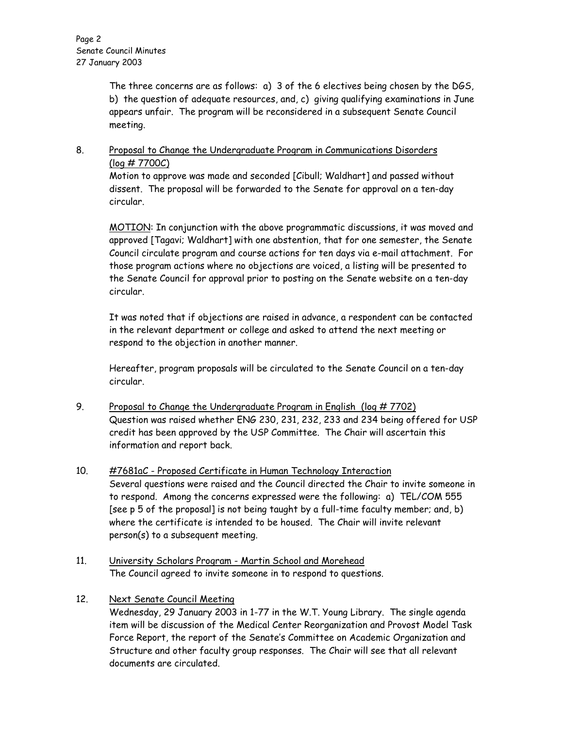The three concerns are as follows: a) 3 of the 6 electives being chosen by the DGS, b) the question of adequate resources, and, c) giving qualifying examinations in June appears unfair. The program will be reconsidered in a subsequent Senate Council meeting.

8. <u>Proposal to Change the Undergraduate Program in Communications Disorders (log # 7700C)</u>
   Motion to approve was made and seconded [Cibull; Waldhart] and passed without dissent. The proposal will be forwarded to the Senate for approval on a ten-day circular.

   <u>MOTION</u>: In conjunction with the above programmatic discussions, it was moved and approved [Tagavi; Waldhart] with one abstention, that for one semester, the Senate Council circulate program and course actions for ten days via e-mail attachment. For those program actions where no objections are voiced, a listing will be presented to the Senate Council for approval prior to posting on the Senate website on a ten-day circular.

   It was noted that if objections are raised in advance, a respondent can be contacted in the relevant department or college and asked to attend the next meeting or respond to the objection in another manner.

   Hereafter, program proposals will be circulated to the Senate Council on a ten-day circular.

9. <u>Proposal to Change the Undergraduate Program in English (log # 7702)</u>
   Question was raised whether ENG 230, 231, 232, 233 and 234 being offered for USP credit has been approved by the USP Committee. The Chair will ascertain this information and report back.

10. <u>#7681aC - Proposed Certificate in Human Technology Interaction</u>
    Several questions were raised and the Council directed the Chair to invite someone in to respond. Among the concerns expressed were the following: a) TEL/COM 555 [see p 5 of the proposal] is not being taught by a full-time faculty member; and, b) where the certificate is intended to be housed. The Chair will invite relevant person(s) to a subsequent meeting.

11. <u>University Scholars Program - Martin School and Morehead</u>
    The Council agreed to invite someone in to respond to questions.

12. <u>Next Senate Council Meeting</u>
    Wednesday, 29 January 2003 in 1-77 in the W.T. Young Library. The single agenda item will be discussion of the Medical Center Reorganization and Provost Model Task Force Report, the report of the Senate's Committee on Academic Organization and Structure and other faculty group responses. The Chair will see that all relevant documents are circulated.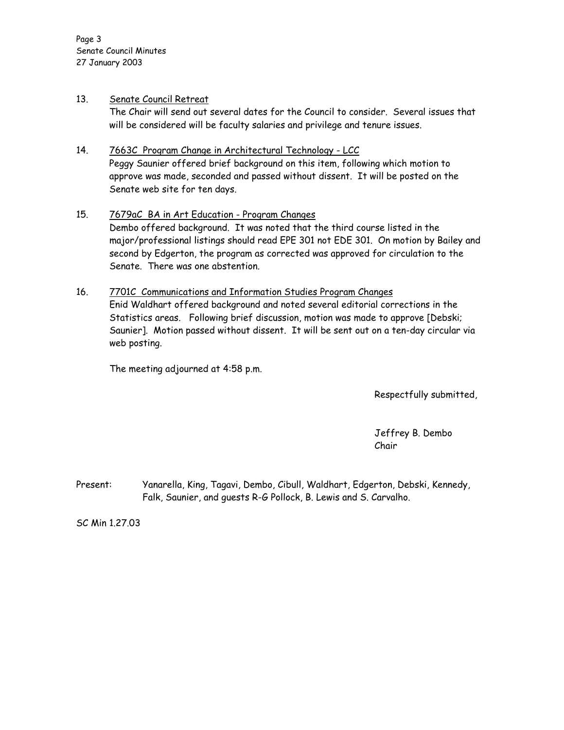13. <u>Senate Council Retreat</u>
    The Chair will send out several dates for the Council to consider. Several issues that will be considered will be faculty salaries and privilege and tenure issues.

14. <u>7663C Program Change in Architectural Technology - LCC</u>
    Peggy Saunier offered brief background on this item, following which motion to approve was made, seconded and passed without dissent. It will be posted on the Senate web site for ten days.

15. <u>7679aC BA in Art Education - Program Changes</u>
    Dembo offered background. It was noted that the third course listed in the major/professional listings should read EPE 301 not EDE 301. On motion by Bailey and second by Edgerton, the program as corrected was approved for circulation to the Senate. There was one abstention.

16. <u>7701C Communications and Information Studies Program Changes</u>
    Enid Waldhart offered background and noted several editorial corrections in the Statistics areas. Following brief discussion, motion was made to approve [Debski; Saunier]. Motion passed without dissent. It will be sent out on a ten-day circular via web posting.

    The meeting adjourned at 4:58 p.m.

Respectfully submitted,

Jeffrey B. Dembo
Chair

Present: Yanarella, King, Tagavi, Dembo, Cibull, Waldhart, Edgerton, Debski, Kennedy, Falk, Saunier, and guests R-G Pollock, B. Lewis and S. Carvalho.

SC Min 1.27.03